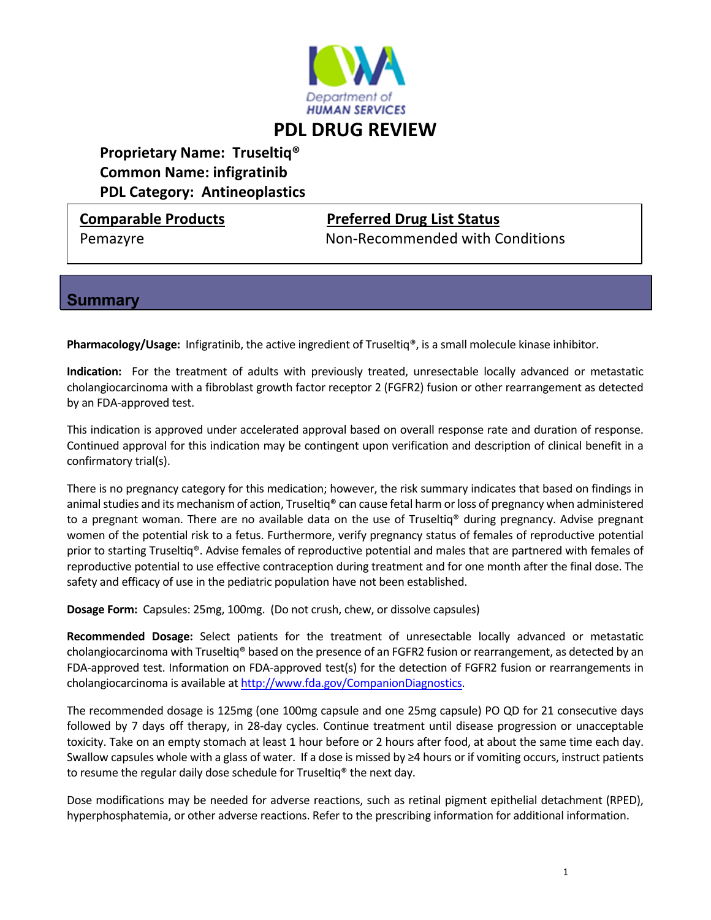Iowa Department of Human Services

# PDL DRUG REVIEW

**Proprietary Name: Truseltiq®**
**Common Name: infigratinib**
**PDL Category: Antineoplastics**

| Comparable Products | Preferred Drug List Status |
| --- | --- |
| Pemazyre | Non-Recommended with Conditions |

## Summary

**Pharmacology/Usage:** Infigratinib, the active ingredient of Truseltiq®, is a small molecule kinase inhibitor.

**Indication:** For the treatment of adults with previously treated, unresectable locally advanced or metastatic cholangiocarcinoma with a fibroblast growth factor receptor 2 (FGFR2) fusion or other rearrangement as detected by an FDA-approved test.

This indication is approved under accelerated approval based on overall response rate and duration of response. Continued approval for this indication may be contingent upon verification and description of clinical benefit in a confirmatory trial(s).

There is no pregnancy category for this medication; however, the risk summary indicates that based on findings in animal studies and its mechanism of action, Truseltiq® can cause fetal harm or loss of pregnancy when administered to a pregnant woman. There are no available data on the use of Truseltiq® during pregnancy. Advise pregnant women of the potential risk to a fetus. Furthermore, verify pregnancy status of females of reproductive potential prior to starting Truseltiq®. Advise females of reproductive potential and males that are partnered with females of reproductive potential to use effective contraception during treatment and for one month after the final dose. The safety and efficacy of use in the pediatric population have not been established.

**Dosage Form:** Capsules: 25mg, 100mg. (Do not crush, chew, or dissolve capsules)

**Recommended Dosage:** Select patients for the treatment of unresectable locally advanced or metastatic cholangiocarcinoma with Truseltiq® based on the presence of an FGFR2 fusion or rearrangement, as detected by an FDA-approved test. Information on FDA-approved test(s) for the detection of FGFR2 fusion or rearrangements in cholangiocarcinoma is available at [http://www.fda.gov/CompanionDiagnostics](http://www.fda.gov/CompanionDiagnostics).

The recommended dosage is 125mg (one 100mg capsule and one 25mg capsule) PO QD for 21 consecutive days followed by 7 days off therapy, in 28-day cycles. Continue treatment until disease progression or unacceptable toxicity. Take on an empty stomach at least 1 hour before or 2 hours after food, at about the same time each day. Swallow capsules whole with a glass of water. If a dose is missed by ≥4 hours or if vomiting occurs, instruct patients to resume the regular daily dose schedule for Truseltiq® the next day.

Dose modifications may be needed for adverse reactions, such as retinal pigment epithelial detachment (RPED), hyperphosphatemia, or other adverse reactions. Refer to the prescribing information for additional information.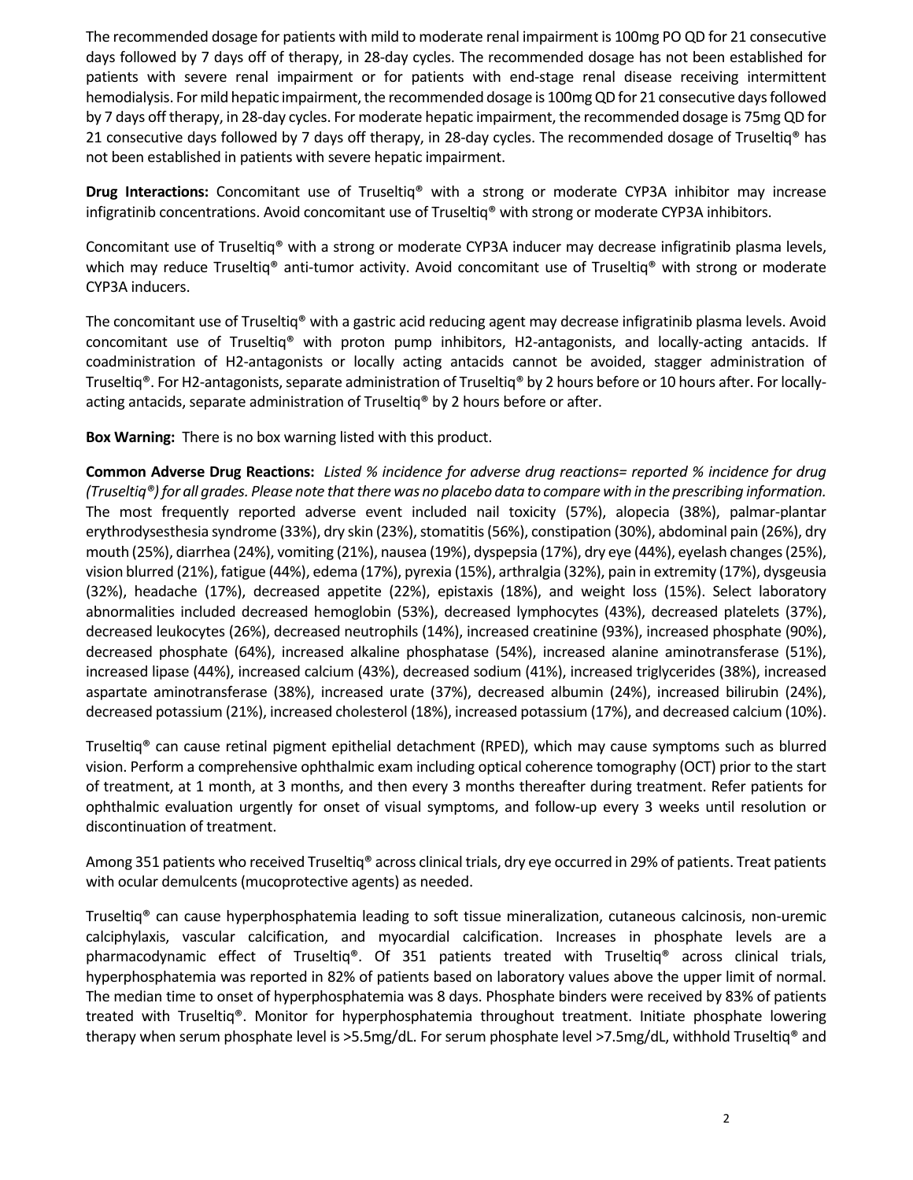The recommended dosage for patients with mild to moderate renal impairment is 100mg PO QD for 21 consecutive days followed by 7 days off of therapy, in 28-day cycles. The recommended dosage has not been established for patients with severe renal impairment or for patients with end-stage renal disease receiving intermittent hemodialysis. For mild hepatic impairment, the recommended dosage is 100mg QD for 21 consecutive days followed by 7 days off therapy, in 28-day cycles. For moderate hepatic impairment, the recommended dosage is 75mg QD for 21 consecutive days followed by 7 days off therapy, in 28-day cycles. The recommended dosage of Truseltiq® has not been established in patients with severe hepatic impairment.

**Drug Interactions:** Concomitant use of Truseltiq® with a strong or moderate CYP3A inhibitor may increase infigratinib concentrations. Avoid concomitant use of Truseltiq® with strong or moderate CYP3A inhibitors.

Concomitant use of Truseltiq® with a strong or moderate CYP3A inducer may decrease infigratinib plasma levels, which may reduce Truseltiq® anti-tumor activity. Avoid concomitant use of Truseltiq® with strong or moderate CYP3A inducers.

The concomitant use of Truseltiq® with a gastric acid reducing agent may decrease infigratinib plasma levels. Avoid concomitant use of Truseltiq® with proton pump inhibitors, H2-antagonists, and locally-acting antacids. If coadministration of H2-antagonists or locally acting antacids cannot be avoided, stagger administration of Truseltiq®. For H2-antagonists, separate administration of Truseltiq® by 2 hours before or 10 hours after. For locally-acting antacids, separate administration of Truseltiq® by 2 hours before or after.

**Box Warning:** There is no box warning listed with this product.

**Common Adverse Drug Reactions:** *Listed % incidence for adverse drug reactions= reported % incidence for drug (Truseltiq®) for all grades. Please note that there was no placebo data to compare with in the prescribing information.* The most frequently reported adverse event included nail toxicity (57%), alopecia (38%), palmar-plantar erythrodysesthesia syndrome (33%), dry skin (23%), stomatitis (56%), constipation (30%), abdominal pain (26%), dry mouth (25%), diarrhea (24%), vomiting (21%), nausea (19%), dyspepsia (17%), dry eye (44%), eyelash changes (25%), vision blurred (21%), fatigue (44%), edema (17%), pyrexia (15%), arthralgia (32%), pain in extremity (17%), dysgeusia (32%), headache (17%), decreased appetite (22%), epistaxis (18%), and weight loss (15%). Select laboratory abnormalities included decreased hemoglobin (53%), decreased lymphocytes (43%), decreased platelets (37%), decreased leukocytes (26%), decreased neutrophils (14%), increased creatinine (93%), increased phosphate (90%), decreased phosphate (64%), increased alkaline phosphatase (54%), increased alanine aminotransferase (51%), increased lipase (44%), increased calcium (43%), decreased sodium (41%), increased triglycerides (38%), increased aspartate aminotransferase (38%), increased urate (37%), decreased albumin (24%), increased bilirubin (24%), decreased potassium (21%), increased cholesterol (18%), increased potassium (17%), and decreased calcium (10%).

Truseltiq® can cause retinal pigment epithelial detachment (RPED), which may cause symptoms such as blurred vision. Perform a comprehensive ophthalmic exam including optical coherence tomography (OCT) prior to the start of treatment, at 1 month, at 3 months, and then every 3 months thereafter during treatment. Refer patients for ophthalmic evaluation urgently for onset of visual symptoms, and follow-up every 3 weeks until resolution or discontinuation of treatment.

Among 351 patients who received Truseltiq® across clinical trials, dry eye occurred in 29% of patients. Treat patients with ocular demulcents (mucoprotective agents) as needed.

Truseltiq® can cause hyperphosphatemia leading to soft tissue mineralization, cutaneous calcinosis, non-uremic calciphylaxis, vascular calcification, and myocardial calcification. Increases in phosphate levels are a pharmacodynamic effect of Truseltiq®. Of 351 patients treated with Truseltiq® across clinical trials, hyperphosphatemia was reported in 82% of patients based on laboratory values above the upper limit of normal. The median time to onset of hyperphosphatemia was 8 days. Phosphate binders were received by 83% of patients treated with Truseltiq®. Monitor for hyperphosphatemia throughout treatment. Initiate phosphate lowering therapy when serum phosphate level is >5.5mg/dL. For serum phosphate level >7.5mg/dL, withhold Truseltiq® and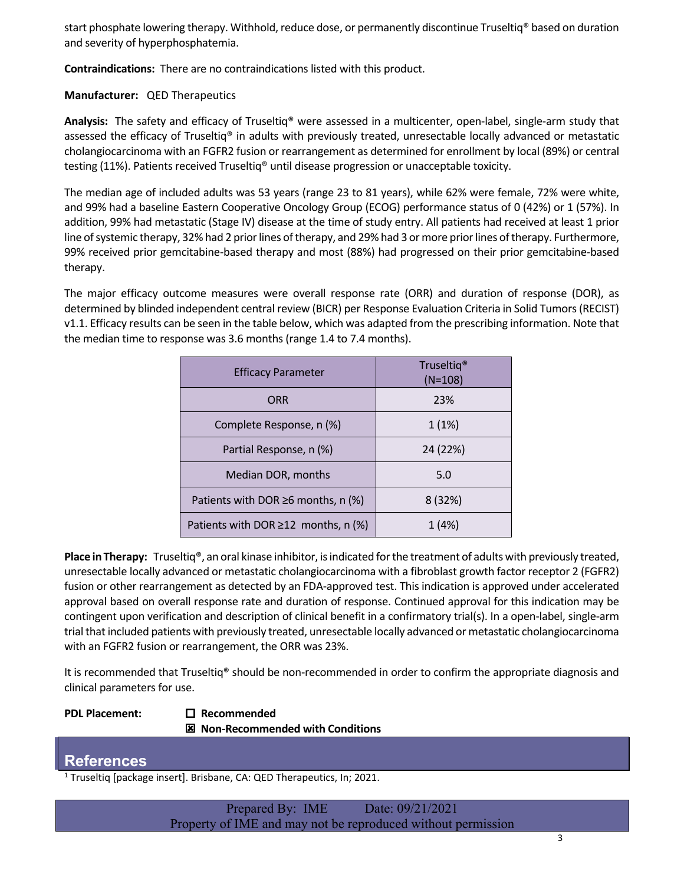start phosphate lowering therapy. Withhold, reduce dose, or permanently discontinue Truseltiq® based on duration and severity of hyperphosphatemia.

**Contraindications:** There are no contraindications listed with this product.

**Manufacturer:** QED Therapeutics

**Analysis:** The safety and efficacy of Truseltiq® were assessed in a multicenter, open-label, single-arm study that assessed the efficacy of Truseltiq® in adults with previously treated, unresectable locally advanced or metastatic cholangiocarcinoma with an FGFR2 fusion or rearrangement as determined for enrollment by local (89%) or central testing (11%). Patients received Truseltiq® until disease progression or unacceptable toxicity.

The median age of included adults was 53 years (range 23 to 81 years), while 62% were female, 72% were white, and 99% had a baseline Eastern Cooperative Oncology Group (ECOG) performance status of 0 (42%) or 1 (57%). In addition, 99% had metastatic (Stage IV) disease at the time of study entry. All patients had received at least 1 prior line of systemic therapy, 32% had 2 prior lines of therapy, and 29% had 3 or more prior lines of therapy. Furthermore, 99% received prior gemcitabine-based therapy and most (88%) had progressed on their prior gemcitabine-based therapy.

The major efficacy outcome measures were overall response rate (ORR) and duration of response (DOR), as determined by blinded independent central review (BICR) per Response Evaluation Criteria in Solid Tumors (RECIST) v1.1. Efficacy results can be seen in the table below, which was adapted from the prescribing information. Note that the median time to response was 3.6 months (range 1.4 to 7.4 months).

| Efficacy Parameter | Truseltiq® (N=108) |
|---|---|
| ORR | 23% |
| Complete Response, n (%) | 1 (1%) |
| Partial Response, n (%) | 24 (22%) |
| Median DOR, months | 5.0 |
| Patients with DOR ≥6 months, n (%) | 8 (32%) |
| Patients with DOR ≥12 months, n (%) | 1 (4%) |

**Place in Therapy:** Truseltiq®, an oral kinase inhibitor, is indicated for the treatment of adults with previously treated, unresectable locally advanced or metastatic cholangiocarcinoma with a fibroblast growth factor receptor 2 (FGFR2) fusion or other rearrangement as detected by an FDA-approved test. This indication is approved under accelerated approval based on overall response rate and duration of response. Continued approval for this indication may be contingent upon verification and description of clinical benefit in a confirmatory trial(s). In a open-label, single-arm trial that included patients with previously treated, unresectable locally advanced or metastatic cholangiocarcinoma with an FGFR2 fusion or rearrangement, the ORR was 23%.

It is recommended that Truseltiq® should be non-recommended in order to confirm the appropriate diagnosis and clinical parameters for use.

**PDL Placement:**
- ☐ **Recommended**
- ☒ **Non-Recommended with Conditions**

## References

[1] Truseltiq [package insert]. Brisbane, CA: QED Therapeutics, In; 2021.

Prepared By: IME Date: 09/21/2021
Property of IME and may not be reproduced without permission